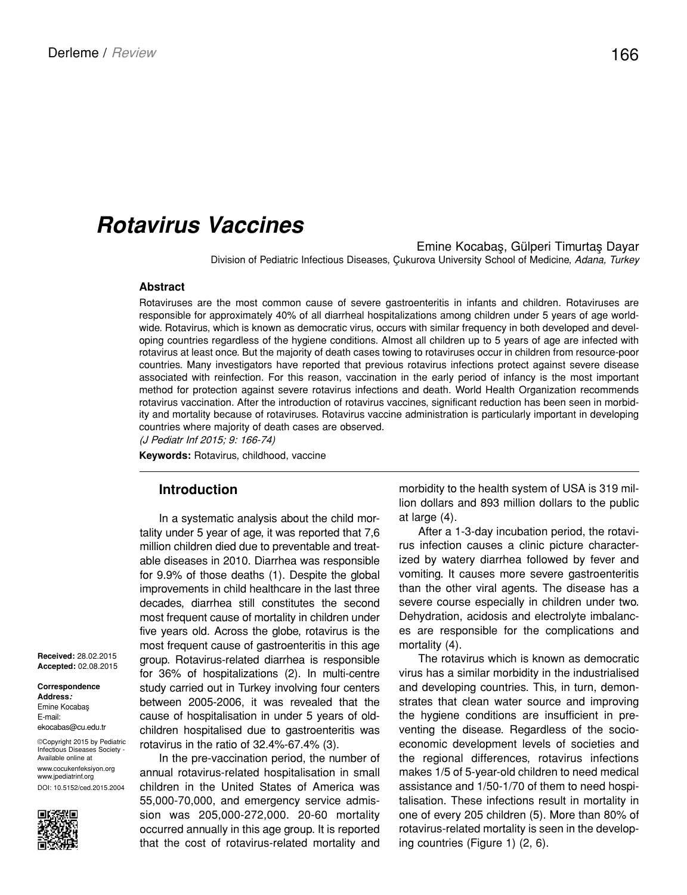Derleme / *Review*

# *Rotavirus Vaccines*

Emine Kocabaş, Gülperi Timurtaş Dayar

Division of Pediatric Infectious Diseases, Çukurova University School of Medicine, *Adana, Turkey*

### Abstract

Rotaviruses are the most common cause of severe gastroenteritis in infants and children. Rotaviruses are responsible for approximately 40% of all diarrheal hospitalizations among children under 5 years of age worldwide. Rotavirus, which is known as democratic virus, occurs with similar frequency in both developed and developing countries regardless of the hygiene conditions. Almost all children up to 5 years of age are infected with rotavirus at least once. But the majority of death cases towing to rotaviruses occur in children from resource-poor countries. Many investigators have reported that previous rotavirus infections protect against severe disease associated with reinfection. For this reason, vaccination in the early period of infancy is the most important method for protection against severe rotavirus infections and death. World Health Organization recommends rotavirus vaccination. After the introduction of rotavirus vaccines, significant reduction has been seen in morbidity and mortality because of rotaviruses. Rotavirus vaccine administration is particularly important in developing countries where majority of death cases are observed.

*(J Pediatr Inf 2015; 9: 166-74)*

**Keywords:** Rotavirus, childhood, vaccine

**Received:** 28.02.2015
**Accepted:** 02.08.2015

**Correspondence Address:**
Emine Kocabaş
E-mail:
ekocabas@cu.edu.tr

©Copyright 2015 by Pediatric Infectious Diseases Society - Available online at
www.cocukenfeksiyon.org
www.jpediatrinf.org
DOI: 10.5152/ced.2015.2004

## Introduction

In a systematic analysis about the child mortality under 5 year of age, it was reported that 7,6 million children died due to preventable and treatable diseases in 2010. Diarrhea was responsible for 9.9% of those deaths (1). Despite the global improvements in child healthcare in the last three decades, diarrhea still constitutes the second most frequent cause of mortality in children under five years old. Across the globe, rotavirus is the most frequent cause of gastroenteritis in this age group. Rotavirus-related diarrhea is responsible for 36% of hospitalizations (2). In multi-centre study carried out in Turkey involving four centers between 2005-2006, it was revealed that the cause of hospitalisation in under 5 years of old-children hospitalised due to gastroenteritis was rotavirus in the ratio of 32.4%-67.4% (3).

In the pre-vaccination period, the number of annual rotavirus-related hospitalisation in small children in the United States of America was 55,000-70,000, and emergency service admission was 205,000-272,000. 20-60 mortality occurred annually in this age group. It is reported that the cost of rotavirus-related mortality and morbidity to the health system of USA is 319 million dollars and 893 million dollars to the public at large (4).

After a 1-3-day incubation period, the rotavirus infection causes a clinic picture characterized by watery diarrhea followed by fever and vomiting. It causes more severe gastroenteritis than the other viral agents. The disease has a severe course especially in children under two. Dehydration, acidosis and electrolyte imbalances are responsible for the complications and mortality (4).

The rotavirus which is known as democratic virus has a similar morbidity in the industrialised and developing countries. This, in turn, demonstrates that clean water source and improving the hygiene conditions are insufficient in preventing the disease. Regardless of the socio-economic development levels of societies and the regional differences, rotavirus infections makes 1/5 of 5-year-old children to need medical assistance and 1/50-1/70 of them to need hospitalisation. These infections result in mortality in one of every 205 children (5). More than 80% of rotavirus-related mortality is seen in the developing countries (Figure 1) (2, 6).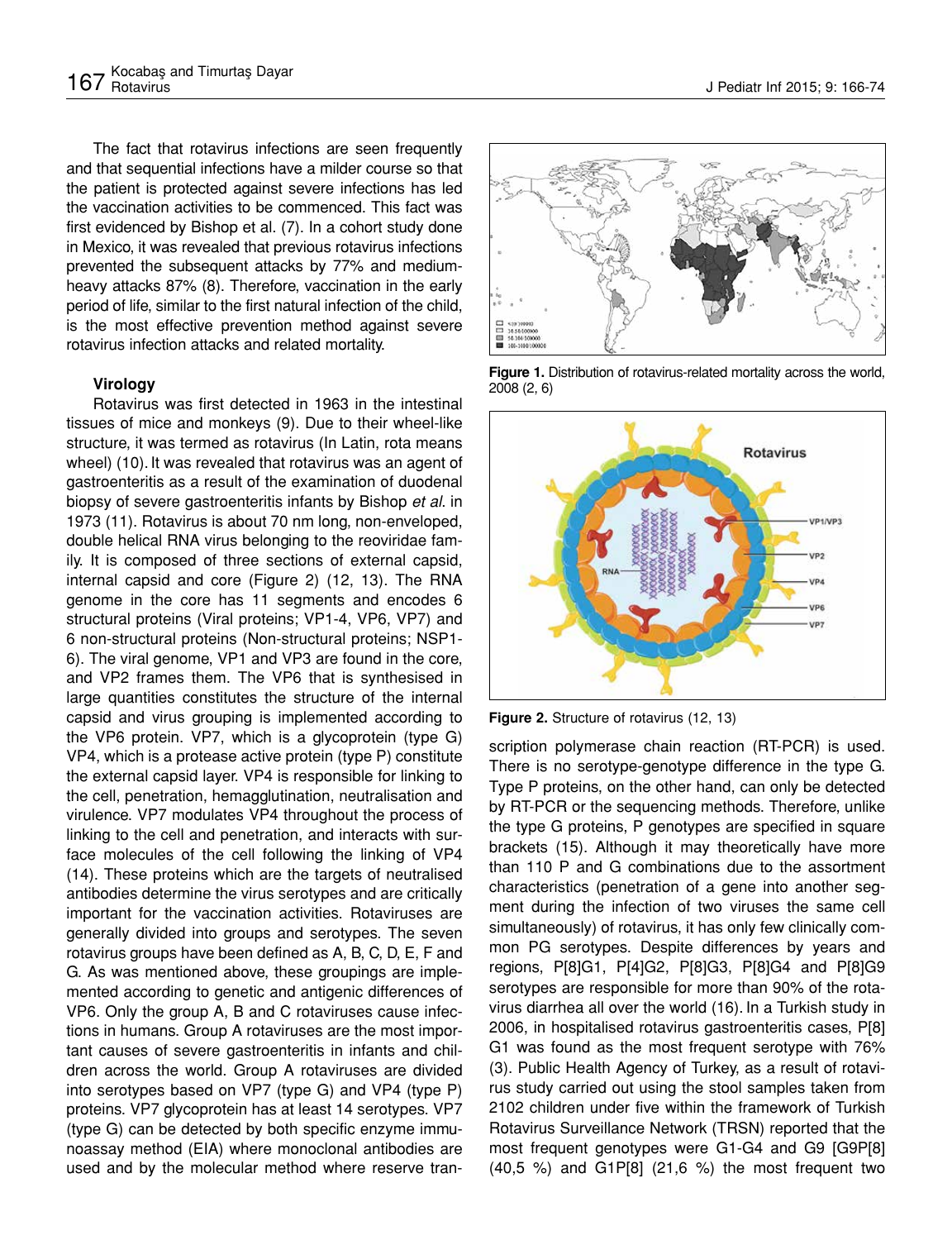The fact that rotavirus infections are seen frequently and that sequential infections have a milder course so that the patient is protected against severe infections has led the vaccination activities to be commenced. This fact was first evidenced by Bishop et al. (7). In a cohort study done in Mexico, it was revealed that previous rotavirus infections prevented the subsequent attacks by 77% and medium-heavy attacks 87% (8). Therefore, vaccination in the early period of life, similar to the first natural infection of the child, is the most effective prevention method against severe rotavirus infection attacks and related mortality.

**Figure 1.** Distribution of rotavirus-related mortality across the world, 2008 (2, 6)

**Figure 2.** Structure of rotavirus (12, 13)

### Virology

Rotavirus was first detected in 1963 in the intestinal tissues of mice and monkeys (9). Due to their wheel-like structure, it was termed as rotavirus (In Latin, rota means wheel) (10). It was revealed that rotavirus was an agent of gastroenteritis as a result of the examination of duodenal biopsy of severe gastroenteritis infants by Bishop *et al*. in 1973 (11). Rotavirus is about 70 nm long, non-enveloped, double helical RNA virus belonging to the reoviridae family. It is composed of three sections of external capsid, internal capsid and core (Figure 2) (12, 13). The RNA genome in the core has 11 segments and encodes 6 structural proteins (Viral proteins; VP1-4, VP6, VP7) and 6 non-structural proteins (Non-structural proteins; NSP1-6). The viral genome, VP1 and VP3 are found in the core, and VP2 frames them. The VP6 that is synthesised in large quantities constitutes the structure of the internal capsid and virus grouping is implemented according to the VP6 protein. VP7, which is a glycoprotein (type G) VP4, which is a protease active protein (type P) constitute the external capsid layer. VP4 is responsible for linking to the cell, penetration, hemagglutination, neutralisation and virulence. VP7 modulates VP4 throughout the process of linking to the cell and penetration, and interacts with surface molecules of the cell following the linking of VP4 (14). These proteins which are the targets of neutralised antibodies determine the virus serotypes and are critically important for the vaccination activities. Rotaviruses are generally divided into groups and serotypes. The seven rotavirus groups have been defined as A, B, C, D, E, F and G. As was mentioned above, these groupings are implemented according to genetic and antigenic differences of VP6. Only the group A, B and C rotaviruses cause infections in humans. Group A rotaviruses are the most important causes of severe gastroenteritis in infants and children across the world. Group A rotaviruses are divided into serotypes based on VP7 (type G) and VP4 (type P) proteins. VP7 glycoprotein has at least 14 serotypes. VP7 (type G) can be detected by both specific enzyme immunoassay method (EIA) where monoclonal antibodies are used and by the molecular method where reserve transcription polymerase chain reaction (RT-PCR) is used. There is no serotype-genotype difference in the type G. Type P proteins, on the other hand, can only be detected by RT-PCR or the sequencing methods. Therefore, unlike the type G proteins, P genotypes are specified in square brackets (15). Although it may theoretically have more than 110 P and G combinations due to the assortment characteristics (penetration of a gene into another segment during the infection of two viruses the same cell simultaneously) of rotavirus, it has only few clinically common PG serotypes. Despite differences by years and regions, P[8]G1, P[4]G2, P[8]G3, P[8]G4 and P[8]G9 serotypes are responsible for more than 90% of the rotavirus diarrhea all over the world (16). In a Turkish study in 2006, in hospitalised rotavirus gastroenteritis cases, P[8] G1 was found as the most frequent serotype with 76% (3). Public Health Agency of Turkey, as a result of rotavirus study carried out using the stool samples taken from 2102 children under five within the framework of Turkish Rotavirus Surveillance Network (TRSN) reported that the most frequent genotypes were G1-G4 and G9 [G9P[8] (40,5 %) and G1P[8] (21,6 %) the most frequent two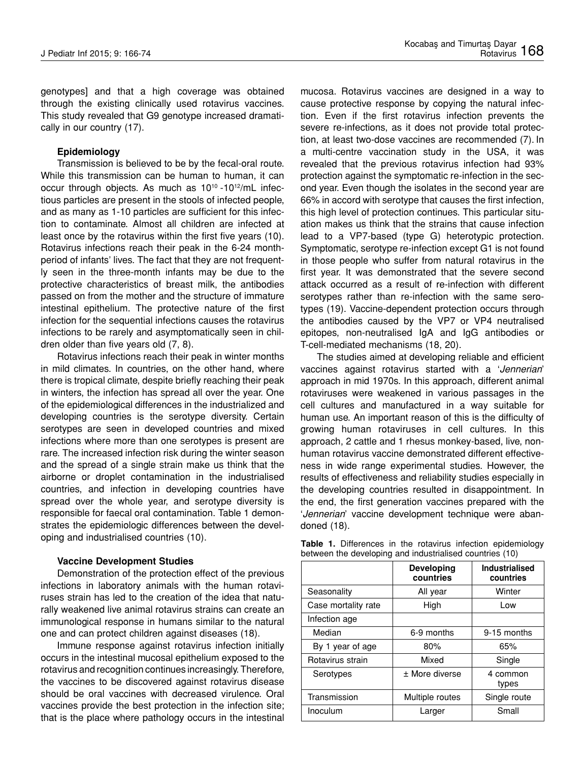genotypes] and that a high coverage was obtained through the existing clinically used rotavirus vaccines. This study revealed that G9 genotype increased dramatically in our country (17).

### Epidemiology

Transmission is believed to be by the fecal-oral route. While this transmission can be human to human, it can occur through objects. As much as $10^{10}$ -$10^{12}$/mL infectious particles are present in the stools of infected people, and as many as 1-10 particles are sufficient for this infection to contaminate. Almost all children are infected at least once by the rotavirus within the first five years (10). Rotavirus infections reach their peak in the 6-24 month-period of infants' lives. The fact that they are not frequently seen in the three-month infants may be due to the protective characteristics of breast milk, the antibodies passed on from the mother and the structure of immature intestinal epithelium. The protective nature of the first infection for the sequential infections causes the rotavirus infections to be rarely and asymptomatically seen in children older than five years old (7, 8).

Rotavirus infections reach their peak in winter months in mild climates. In countries, on the other hand, where there is tropical climate, despite briefly reaching their peak in winters, the infection has spread all over the year. One of the epidemiological differences in the industrialized and developing countries is the serotype diversity. Certain serotypes are seen in developed countries and mixed infections where more than one serotypes is present are rare. The increased infection risk during the winter season and the spread of a single strain make us think that the airborne or droplet contamination in the industrialised countries, and infection in developing countries have spread over the whole year, and serotype diversity is responsible for faecal oral contamination. Table 1 demonstrates the epidemiologic differences between the developing and industrialised countries (10).

### Vaccine Development Studies

Demonstration of the protection effect of the previous infections in laboratory animals with the human rotaviruses strain has led to the creation of the idea that naturally weakened live animal rotavirus strains can create an immunological response in humans similar to the natural one and can protect children against diseases (18).

Immune response against rotavirus infection initially occurs in the intestinal mucosal epithelium exposed to the rotavirus and recognition continues increasingly. Therefore, the vaccines to be discovered against rotavirus disease should be oral vaccines with decreased virulence. Oral vaccines provide the best protection in the infection site; that is the place where pathology occurs in the intestinal mucosa. Rotavirus vaccines are designed in a way to cause protective response by copying the natural infection. Even if the first rotavirus infection prevents the severe re-infections, as it does not provide total protection, at least two-dose vaccines are recommended (7). In a multi-centre vaccination study in the USA, it was revealed that the previous rotavirus infection had 93% protection against the symptomatic re-infection in the second year. Even though the isolates in the second year are 66% in accord with serotype that causes the first infection, this high level of protection continues. This particular situation makes us think that the strains that cause infection lead to a VP7-based (type G) heterotypic protection. Symptomatic, serotype re-infection except G1 is not found in those people who suffer from natural rotavirus in the first year. It was demonstrated that the severe second attack occurred as a result of re-infection with different serotypes rather than re-infection with the same serotypes (19). Vaccine-dependent protection occurs through the antibodies caused by the VP7 or VP4 neutralised epitopes, non-neutralised IgA and IgG antibodies or T-cell-mediated mechanisms (18, 20).

The studies aimed at developing reliable and efficient vaccines against rotavirus started with a '*Jennerian*' approach in mid 1970s. In this approach, different animal rotaviruses were weakened in various passages in the cell cultures and manufactured in a way suitable for human use. An important reason of this is the difficulty of growing human rotaviruses in cell cultures. In this approach, 2 cattle and 1 rhesus monkey-based, live, non-human rotavirus vaccine demonstrated different effectiveness in wide range experimental studies. However, the results of effectiveness and reliability studies especially in the developing countries resulted in disappointment. In the end, the first generation vaccines prepared with the '*Jennerian*' vaccine development technique were abandoned (18).

**Table 1.** Differences in the rotavirus infection epidemiology between the developing and industrialised countries (10)

| | Developing countries | Industrialised countries |
|---|---|---|
| Seasonality | All year | Winter |
| Case mortality rate | High | Low |
| Infection age | | |
| Median | 6-9 months | 9-15 months |
| By 1 year of age | 80% | 65% |
| Rotavirus strain | Mixed | Single |
| Serotypes | ± More diverse | 4 common types |
| Transmission | Multiple routes | Single route |
| Inoculum | Larger | Small |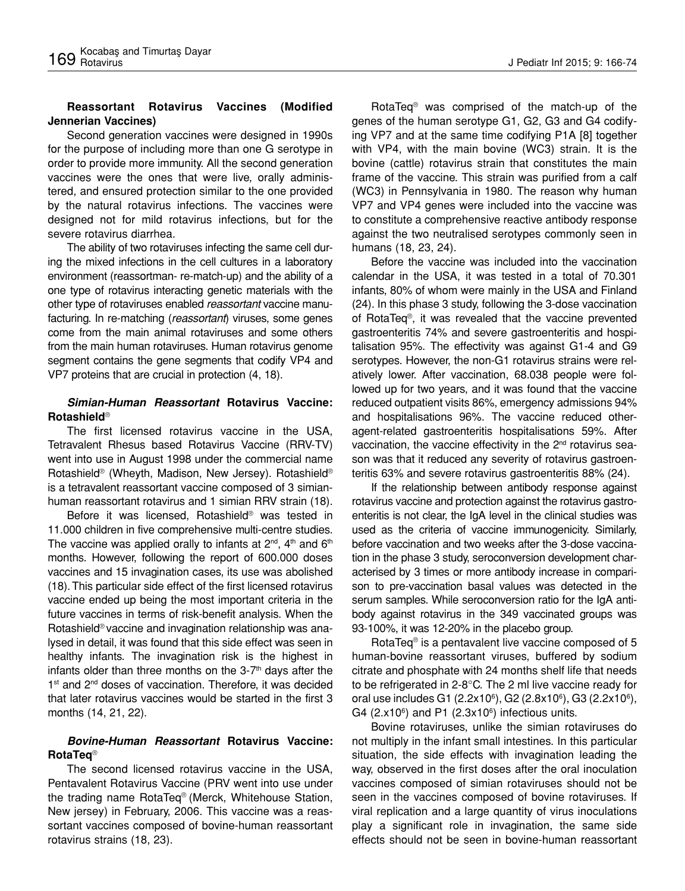### Reassortant Rotavirus Vaccines (Modified Jennerian Vaccines)

Second generation vaccines were designed in 1990s for the purpose of including more than one G serotype in order to provide more immunity. All the second generation vaccines were the ones that were live, orally administered, and ensured protection similar to the one provided by the natural rotavirus infections. The vaccines were designed not for mild rotavirus infections, but for the severe rotavirus diarrhea.

The ability of two rotaviruses infecting the same cell during the mixed infections in the cell cultures in a laboratory environment (reassortman- re-match-up) and the ability of a one type of rotavirus interacting genetic materials with the other type of rotaviruses enabled *reassortant* vaccine manufacturing. In re-matching (*reassortant*) viruses, some genes come from the main animal rotaviruses and some others from the main human rotaviruses. Human rotavirus genome segment contains the gene segments that codify VP4 and VP7 proteins that are crucial in protection (4, 18).

### *Simian-Human Reassortant* Rotavirus Vaccine: Rotashield®

The first licensed rotavirus vaccine in the USA, Tetravalent Rhesus based Rotavirus Vaccine (RRV-TV) went into use in August 1998 under the commercial name Rotashield® (Wheyth, Madison, New Jersey). Rotashield® is a tetravalent reassortant vaccine composed of 3 simian-human reassortant rotavirus and 1 simian RRV strain (18).

Before it was licensed, Rotashield® was tested in 11.000 children in five comprehensive multi-centre studies. The vaccine was applied orally to infants at 2nd, 4th and 6th months. However, following the report of 600.000 doses vaccines and 15 invagination cases, its use was abolished (18). This particular side effect of the first licensed rotavirus vaccine ended up being the most important criteria in the future vaccines in terms of risk-benefit analysis. When the Rotashield® vaccine and invagination relationship was analysed in detail, it was found that this side effect was seen in healthy infants. The invagination risk is the highest in infants older than three months on the 3-7th days after the 1st and 2nd doses of vaccination. Therefore, it was decided that later rotavirus vaccines would be started in the first 3 months (14, 21, 22).

### *Bovine-Human Reassortant* Rotavirus Vaccine: RotaTeq®

The second licensed rotavirus vaccine in the USA, Pentavalent Rotavirus Vaccine (PRV went into use under the trading name RotaTeq® (Merck, Whitehouse Station, New jersey) in February, 2006. This vaccine was a reassortant vaccines composed of bovine-human reassortant rotavirus strains (18, 23).

RotaTeq® was comprised of the match-up of the genes of the human serotype G1, G2, G3 and G4 codifying VP7 and at the same time codifying P1A [8] together with VP4, with the main bovine (WC3) strain. It is the bovine (cattle) rotavirus strain that constitutes the main frame of the vaccine. This strain was purified from a calf (WC3) in Pennsylvania in 1980. The reason why human VP7 and VP4 genes were included into the vaccine was to constitute a comprehensive reactive antibody response against the two neutralised serotypes commonly seen in humans (18, 23, 24).

Before the vaccine was included into the vaccination calendar in the USA, it was tested in a total of 70.301 infants, 80% of whom were mainly in the USA and Finland (24). In this phase 3 study, following the 3-dose vaccination of RotaTeq®, it was revealed that the vaccine prevented gastroenteritis 74% and severe gastroenteritis and hospitalisation 95%. The effectivity was against G1-4 and G9 serotypes. However, the non-G1 rotavirus strains were relatively lower. After vaccination, 68.038 people were followed up for two years, and it was found that the vaccine reduced outpatient visits 86%, emergency admissions 94% and hospitalisations 96%. The vaccine reduced other-agent-related gastroenteritis hospitalisations 59%. After vaccination, the vaccine effectivity in the 2nd rotavirus season was that it reduced any severity of rotavirus gastroenteritis 63% and severe rotavirus gastroenteritis 88% (24).

If the relationship between antibody response against rotavirus vaccine and protection against the rotavirus gastroenteritis is not clear, the IgA level in the clinical studies was used as the criteria of vaccine immunogenicity. Similarly, before vaccination and two weeks after the 3-dose vaccination in the phase 3 study, seroconversion development characterised by 3 times or more antibody increase in comparison to pre-vaccination basal values was detected in the serum samples. While seroconversion ratio for the IgA antibody against rotavirus in the 349 vaccinated groups was 93-100%, it was 12-20% in the placebo group.

RotaTeq® is a pentavalent live vaccine composed of 5 human-bovine reassortant viruses, buffered by sodium citrate and phosphate with 24 months shelf life that needs to be refrigerated in 2-8°C. The 2 ml live vaccine ready for oral use includes G1 ($2.2 \times 10^6$), G2 ($2.8 \times 10^6$), G3 ($2.2 \times 10^6$), G4 ($2. \times 10^6$) and P1 ($2.3 \times 10^6$) infectious units.

Bovine rotaviruses, unlike the simian rotaviruses do not multiply in the infant small intestines. In this particular situation, the side effects with invagination leading the way, observed in the first doses after the oral inoculation vaccines composed of simian rotaviruses should not be seen in the vaccines composed of bovine rotaviruses. If viral replication and a large quantity of virus inoculations play a significant role in invagination, the same side effects should not be seen in bovine-human reassortant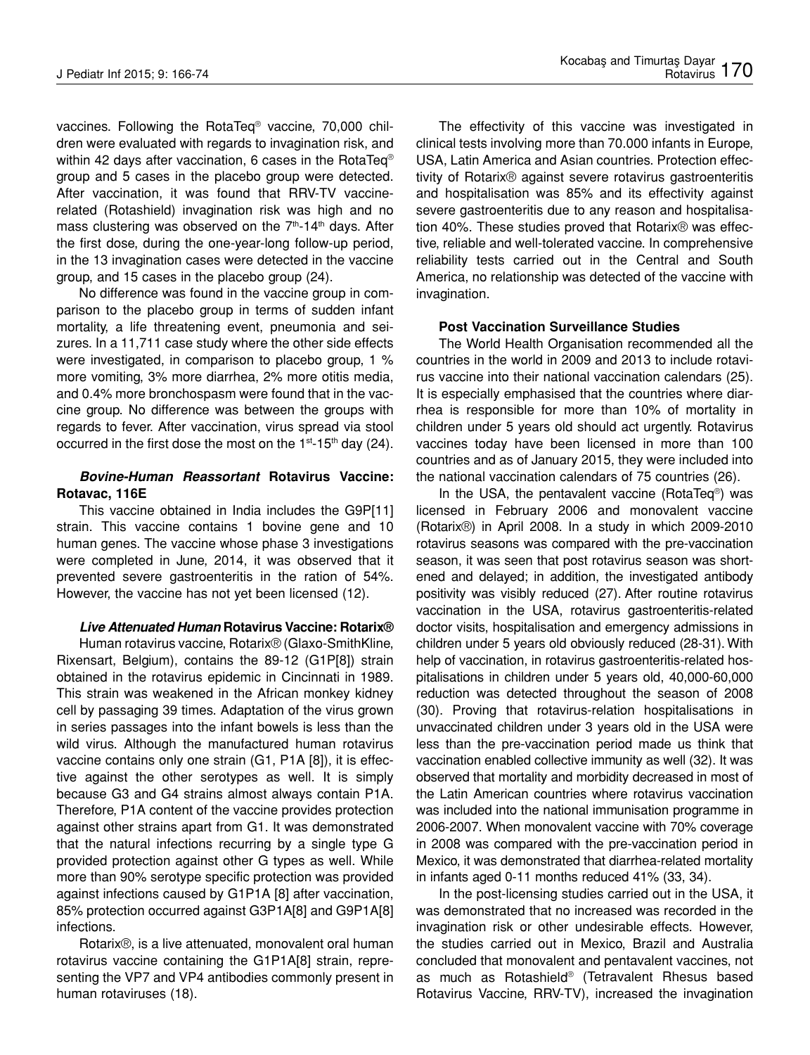vaccines. Following the RotaTeq® vaccine, 70,000 children were evaluated with regards to invagination risk, and within 42 days after vaccination, 6 cases in the RotaTeq® group and 5 cases in the placebo group were detected. After vaccination, it was found that RRV-TV vaccine-related (Rotashield) invagination risk was high and no mass clustering was observed on the 7th-14th days. After the first dose, during the one-year-long follow-up period, in the 13 invagination cases were detected in the vaccine group, and 15 cases in the placebo group (24).

No difference was found in the vaccine group in comparison to the placebo group in terms of sudden infant mortality, a life threatening event, pneumonia and seizures. In a 11,711 case study where the other side effects were investigated, in comparison to placebo group, 1 % more vomiting, 3% more diarrhea, 2% more otitis media, and 0.4% more bronchospasm were found that in the vaccine group. No difference was between the groups with regards to fever. After vaccination, virus spread via stool occurred in the first dose the most on the 1st-15th day (24).

#### ***Bovine-Human Reassortant*** **Rotavirus Vaccine: Rotavac, 116E**

This vaccine obtained in India includes the G9P[11] strain. This vaccine contains 1 bovine gene and 10 human genes. The vaccine whose phase 3 investigations were completed in June, 2014, it was observed that it prevented severe gastroenteritis in the ration of 54%. However, the vaccine has not yet been licensed (12).

#### ***Live Attenuated Human*** **Rotavirus Vaccine: Rotarix®**

Human rotavirus vaccine, Rotarix® (Glaxo-SmithKline, Rixensart, Belgium), contains the 89-12 (G1P[8]) strain obtained in the rotavirus epidemic in Cincinnati in 1989. This strain was weakened in the African monkey kidney cell by passaging 39 times. Adaptation of the virus grown in series passages into the infant bowels is less than the wild virus. Although the manufactured human rotavirus vaccine contains only one strain (G1, P1A [8]), it is effective against the other serotypes as well. It is simply because G3 and G4 strains almost always contain P1A. Therefore, P1A content of the vaccine provides protection against other strains apart from G1. It was demonstrated that the natural infections recurring by a single type G provided protection against other G types as well. While more than 90% serotype specific protection was provided against infections caused by G1P1A [8] after vaccination, 85% protection occurred against G3P1A[8] and G9P1A[8] infections.

Rotarix®, is a live attenuated, monovalent oral human rotavirus vaccine containing the G1P1A[8] strain, representing the VP7 and VP4 antibodies commonly present in human rotaviruses (18).

The effectivity of this vaccine was investigated in clinical tests involving more than 70.000 infants in Europe, USA, Latin America and Asian countries. Protection effectivity of Rotarix® against severe rotavirus gastroenteritis and hospitalisation was 85% and its effectivity against severe gastroenteritis due to any reason and hospitalisation 40%. These studies proved that Rotarix® was effective, reliable and well-tolerated vaccine. In comprehensive reliability tests carried out in the Central and South America, no relationship was detected of the vaccine with invagination.

#### **Post Vaccination Surveillance Studies**

The World Health Organisation recommended all the countries in the world in 2009 and 2013 to include rotavirus vaccine into their national vaccination calendars (25). It is especially emphasised that the countries where diarrhea is responsible for more than 10% of mortality in children under 5 years old should act urgently. Rotavirus vaccines today have been licensed in more than 100 countries and as of January 2015, they were included into the national vaccination calendars of 75 countries (26).

In the USA, the pentavalent vaccine (RotaTeq®) was licensed in February 2006 and monovalent vaccine (Rotarix®) in April 2008. In a study in which 2009-2010 rotavirus seasons was compared with the pre-vaccination season, it was seen that post rotavirus season was shortened and delayed; in addition, the investigated antibody positivity was visibly reduced (27). After routine rotavirus vaccination in the USA, rotavirus gastroenteritis-related doctor visits, hospitalisation and emergency admissions in children under 5 years old obviously reduced (28-31). With help of vaccination, in rotavirus gastroenteritis-related hospitalisations in children under 5 years old, 40,000-60,000 reduction was detected throughout the season of 2008 (30). Proving that rotavirus-relation hospitalisations in unvaccinated children under 3 years old in the USA were less than the pre-vaccination period made us think that vaccination enabled collective immunity as well (32). It was observed that mortality and morbidity decreased in most of the Latin American countries where rotavirus vaccination was included into the national immunisation programme in 2006-2007. When monovalent vaccine with 70% coverage in 2008 was compared with the pre-vaccination period in Mexico, it was demonstrated that diarrhea-related mortality in infants aged 0-11 months reduced 41% (33, 34).

In the post-licensing studies carried out in the USA, it was demonstrated that no increased was recorded in the invagination risk or other undesirable effects. However, the studies carried out in Mexico, Brazil and Australia concluded that monovalent and pentavalent vaccines, not as much as Rotashield® (Tetravalent Rhesus based Rotavirus Vaccine, RRV-TV), increased the invagination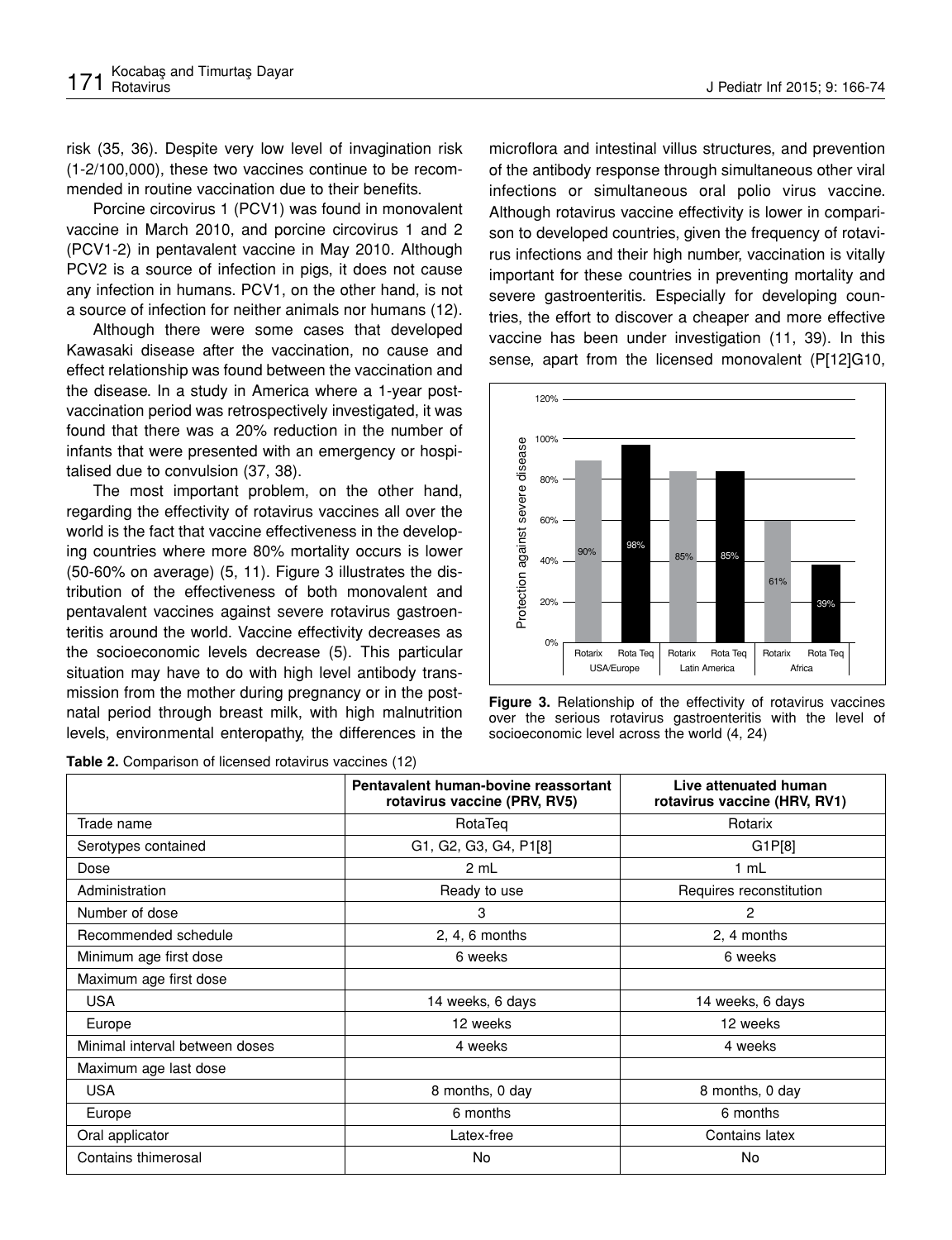risk (35, 36). Despite very low level of invagination risk (1-2/100,000), these two vaccines continue to be recommended in routine vaccination due to their benefits.

Porcine circovirus 1 (PCV1) was found in monovalent vaccine in March 2010, and porcine circovirus 1 and 2 (PCV1-2) in pentavalent vaccine in May 2010. Although PCV2 is a source of infection in pigs, it does not cause any infection in humans. PCV1, on the other hand, is not a source of infection for neither animals nor humans (12).

Although there were some cases that developed Kawasaki disease after the vaccination, no cause and effect relationship was found between the vaccination and the disease. In a study in America where a 1-year post-vaccination period was retrospectively investigated, it was found that there was a 20% reduction in the number of infants that were presented with an emergency or hospitalised due to convulsion (37, 38).

The most important problem, on the other hand, regarding the effectivity of rotavirus vaccines all over the world is the fact that vaccine effectiveness in the developing countries where more 80% mortality occurs is lower (50-60% on average) (5, 11). Figure 3 illustrates the distribution of the effectiveness of both monovalent and pentavalent vaccines against severe rotavirus gastroenteritis around the world. Vaccine effectivity decreases as the socioeconomic levels decrease (5). This particular situation may have to do with high level antibody transmission from the mother during pregnancy or in the postnatal period through breast milk, with high malnutrition levels, environmental enteropathy, the differences in the microflora and intestinal villus structures, and prevention of the antibody response through simultaneous other viral infections or simultaneous oral polio virus vaccine. Although rotavirus vaccine effectivity is lower in comparison to developed countries, given the frequency of rotavirus infections and their high number, vaccination is vitally important for these countries in preventing mortality and severe gastroenteritis. Especially for developing countries, the effort to discover a cheaper and more effective vaccine has been under investigation (11, 39). In this sense, apart from the licensed monovalent (P[12]G10,

| | Rotarix | Rota Teq |
|---|---|---|
| USA/Europe | 90% | 98% |
| Latin America | 85% | 85% |
| Africa | 61% | 39% |

**Figure 3.** Relationship of the effectivity of rotavirus vaccines over the serious rotavirus gastroenteritis with the level of socioeconomic level across the world (4, 24)

**Table 2.** Comparison of licensed rotavirus vaccines (12)

| | Pentavalent human-bovine reassortant rotavirus vaccine (PRV, RV5) | Live attenuated human rotavirus vaccine (HRV, RV1) |
|---|---|---|
| Trade name | RotaTeq | Rotarix |
| Serotypes contained | G1, G2, G3, G4, P1[8] | G1P[8] |
| Dose | 2 mL | 1 mL |
| Administration | Ready to use | Requires reconstitution |
| Number of dose | 3 | 2 |
| Recommended schedule | 2, 4, 6 months | 2, 4 months |
| Minimum age first dose | 6 weeks | 6 weeks |
| Maximum age first dose | | |
| USA | 14 weeks, 6 days | 14 weeks, 6 days |
| Europe | 12 weeks | 12 weeks |
| Minimal interval between doses | 4 weeks | 4 weeks |
| Maximum age last dose | | |
| USA | 8 months, 0 day | 8 months, 0 day |
| Europe | 6 months | 6 months |
| Oral applicator | Latex-free | Contains latex |
| Contains thimerosal | No | No |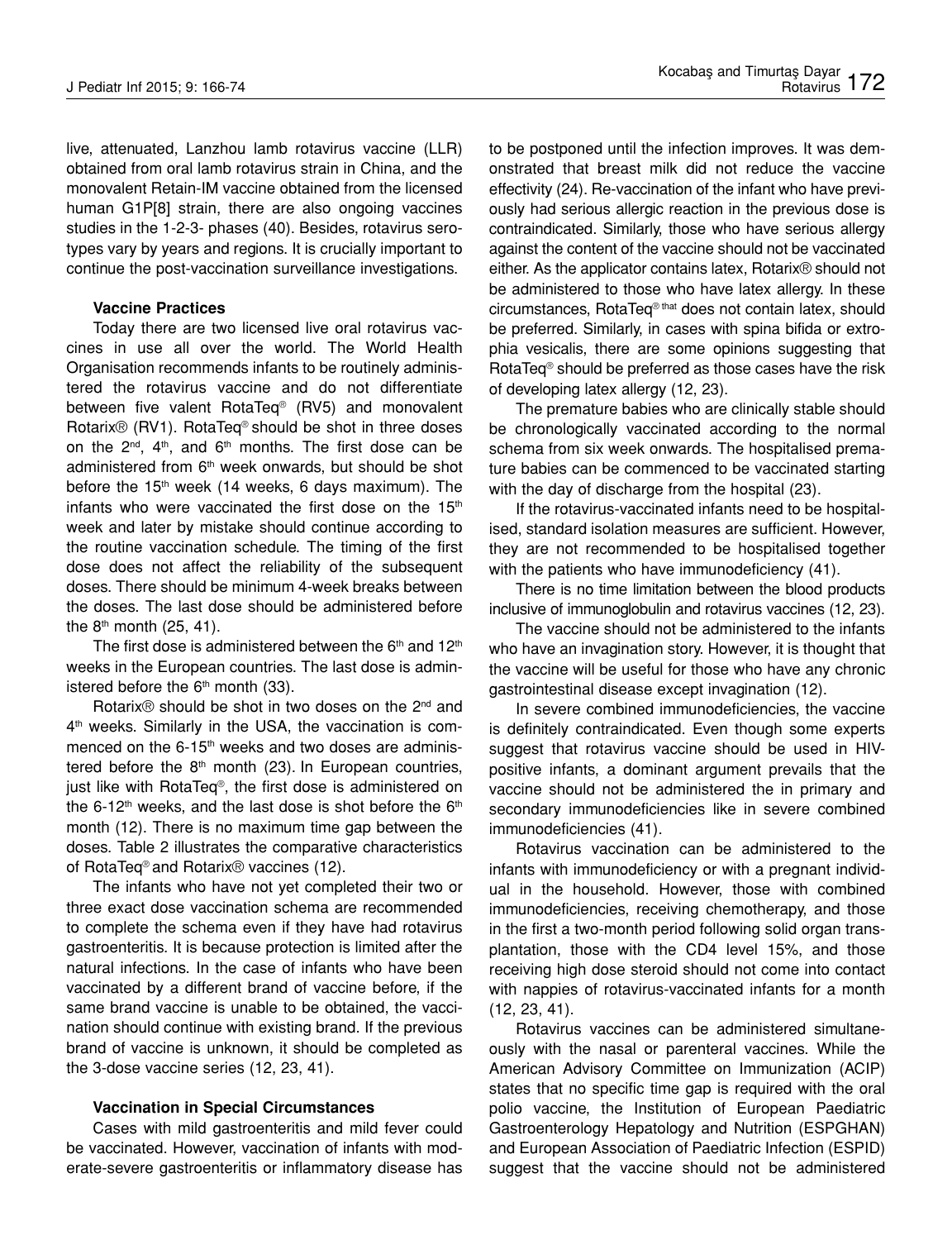live, attenuated, Lanzhou lamb rotavirus vaccine (LLR) obtained from oral lamb rotavirus strain in China, and the monovalent Retain-IM vaccine obtained from the licensed human G1P[8] strain, there are also ongoing vaccines studies in the 1-2-3- phases (40). Besides, rotavirus serotypes vary by years and regions. It is crucially important to continue the post-vaccination surveillance investigations.

**Vaccine Practices**

Today there are two licensed live oral rotavirus vaccines in use all over the world. The World Health Organisation recommends infants to be routinely administered the rotavirus vaccine and do not differentiate between five valent RotaTeq® (RV5) and monovalent Rotarix® (RV1). RotaTeq® should be shot in three doses on the 2nd, 4th, and 6th months. The first dose can be administered from 6th week onwards, but should be shot before the 15th week (14 weeks, 6 days maximum). The infants who were vaccinated the first dose on the 15th week and later by mistake should continue according to the routine vaccination schedule. The timing of the first dose does not affect the reliability of the subsequent doses. There should be minimum 4-week breaks between the doses. The last dose should be administered before the 8th month (25, 41).

The first dose is administered between the 6th and 12th weeks in the European countries. The last dose is administered before the 6th month (33).

Rotarix® should be shot in two doses on the 2nd and 4th weeks. Similarly in the USA, the vaccination is commenced on the 6-15th weeks and two doses are administered before the 8th month (23). In European countries, just like with RotaTeq®, the first dose is administered on the 6-12th weeks, and the last dose is shot before the 6th month (12). There is no maximum time gap between the doses. Table 2 illustrates the comparative characteristics of RotaTeq® and Rotarix® vaccines (12).

The infants who have not yet completed their two or three exact dose vaccination schema are recommended to complete the schema even if they have had rotavirus gastroenteritis. It is because protection is limited after the natural infections. In the case of infants who have been vaccinated by a different brand of vaccine before, if the same brand vaccine is unable to be obtained, the vaccination should continue with existing brand. If the previous brand of vaccine is unknown, it should be completed as the 3-dose vaccine series (12, 23, 41).

**Vaccination in Special Circumstances**

Cases with mild gastroenteritis and mild fever could be vaccinated. However, vaccination of infants with moderate-severe gastroenteritis or inflammatory disease has to be postponed until the infection improves. It was demonstrated that breast milk did not reduce the vaccine effectivity (24). Re-vaccination of the infant who have previously had serious allergic reaction in the previous dose is contraindicated. Similarly, those who have serious allergy against the content of the vaccine should not be vaccinated either. As the applicator contains latex, Rotarix® should not be administered to those who have latex allergy. In these circumstances, RotaTeq® that does not contain latex, should be preferred. Similarly, in cases with spina bifida or extrophia vesicalis, there are some opinions suggesting that RotaTeq® should be preferred as those cases have the risk of developing latex allergy (12, 23).

The premature babies who are clinically stable should be chronologically vaccinated according to the normal schema from six week onwards. The hospitalised premature babies can be commenced to be vaccinated starting with the day of discharge from the hospital (23).

If the rotavirus-vaccinated infants need to be hospitalised, standard isolation measures are sufficient. However, they are not recommended to be hospitalised together with the patients who have immunodeficiency (41).

There is no time limitation between the blood products inclusive of immunoglobulin and rotavirus vaccines (12, 23).

The vaccine should not be administered to the infants who have an invagination story. However, it is thought that the vaccine will be useful for those who have any chronic gastrointestinal disease except invagination (12).

In severe combined immunodeficiencies, the vaccine is definitely contraindicated. Even though some experts suggest that rotavirus vaccine should be used in HIV-positive infants, a dominant argument prevails that the vaccine should not be administered the in primary and secondary immunodeficiencies like in severe combined immunodeficiencies (41).

Rotavirus vaccination can be administered to the infants with immunodeficiency or with a pregnant individual in the household. However, those with combined immunodeficiencies, receiving chemotherapy, and those in the first a two-month period following solid organ transplantation, those with the CD4 level 15%, and those receiving high dose steroid should not come into contact with nappies of rotavirus-vaccinated infants for a month (12, 23, 41).

Rotavirus vaccines can be administered simultaneously with the nasal or parenteral vaccines. While the American Advisory Committee on Immunization (ACIP) states that no specific time gap is required with the oral polio vaccine, the Institution of European Paediatric Gastroenterology Hepatology and Nutrition (ESPGHAN) and European Association of Paediatric Infection (ESPID) suggest that the vaccine should not be administered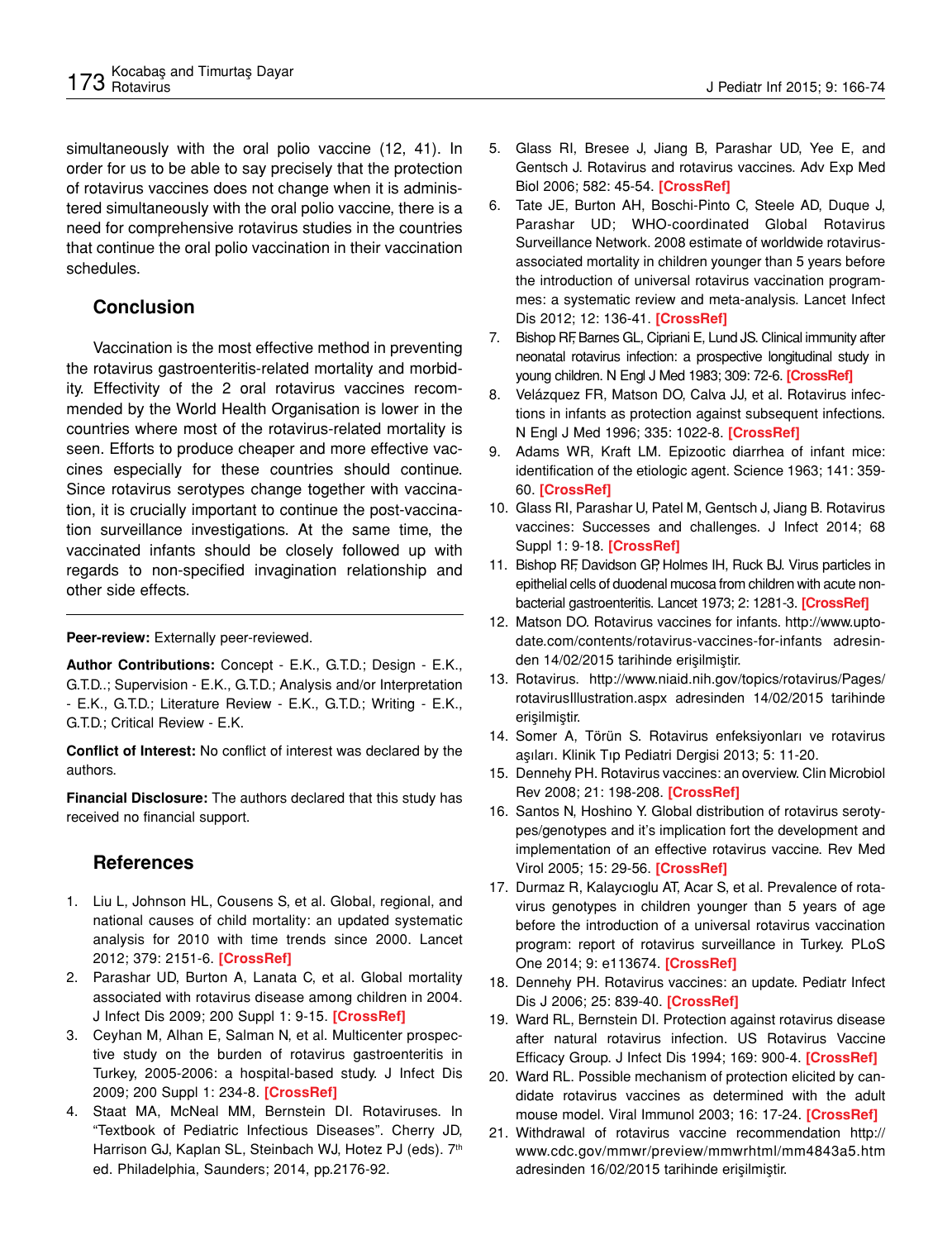simultaneously with the oral polio vaccine (12, 41). In order for us to be able to say precisely that the protection of rotavirus vaccines does not change when it is administered simultaneously with the oral polio vaccine, there is a need for comprehensive rotavirus studies in the countries that continue the oral polio vaccination in their vaccination schedules.

## Conclusion

Vaccination is the most effective method in preventing the rotavirus gastroenteritis-related mortality and morbidity. Effectivity of the 2 oral rotavirus vaccines recommended by the World Health Organisation is lower in the countries where most of the rotavirus-related mortality is seen. Efforts to produce cheaper and more effective vaccines especially for these countries should continue. Since rotavirus serotypes change together with vaccination, it is crucially important to continue the post-vaccination surveillance investigations. At the same time, the vaccinated infants should be closely followed up with regards to non-specified invagination relationship and other side effects.

---

**Peer-review:** Externally peer-reviewed.

**Author Contributions:** Concept - E.K., G.T.D.; Design - E.K., G.T.D..; Supervision - E.K., G.T.D.; Analysis and/or Interpretation - E.K., G.T.D.; Literature Review - E.K., G.T.D.; Writing - E.K., G.T.D.; Critical Review - E.K.

**Conflict of Interest:** No conflict of interest was declared by the authors.

**Financial Disclosure:** The authors declared that this study has received no financial support.

## References

1. Liu L, Johnson HL, Cousens S, et al. Global, regional, and national causes of child mortality: an updated systematic analysis for 2010 with time trends since 2000. Lancet 2012; 379: 2151-6. [CrossRef]
2. Parashar UD, Burton A, Lanata C, et al. Global mortality associated with rotavirus disease among children in 2004. J Infect Dis 2009; 200 Suppl 1: 9-15. [CrossRef]
3. Ceyhan M, Alhan E, Salman N, et al. Multicenter prospective study on the burden of rotavirus gastroenteritis in Turkey, 2005-2006: a hospital-based study. J Infect Dis 2009; 200 Suppl 1: 234-8. [CrossRef]
4. Staat MA, McNeal MM, Bernstein DI. Rotaviruses. In "Textbook of Pediatric Infectious Diseases". Cherry JD, Harrison GJ, Kaplan SL, Steinbach WJ, Hotez PJ (eds). 7th ed. Philadelphia, Saunders; 2014, pp.2176-92.
5. Glass RI, Bresee J, Jiang B, Parashar UD, Yee E, and Gentsch J. Rotavirus and rotavirus vaccines. Adv Exp Med Biol 2006; 582: 45-54. [CrossRef]
6. Tate JE, Burton AH, Boschi-Pinto C, Steele AD, Duque J, Parashar UD; WHO-coordinated Global Rotavirus Surveillance Network. 2008 estimate of worldwide rotavirus-associated mortality in children younger than 5 years before the introduction of universal rotavirus vaccination programmes: a systematic review and meta-analysis. Lancet Infect Dis 2012; 12: 136-41. [CrossRef]
7. Bishop RF, Barnes GL, Cipriani E, Lund JS. Clinical immunity after neonatal rotavirus infection: a prospective longitudinal study in young children. N Engl J Med 1983; 309: 72-6. [CrossRef]
8. Velázquez FR, Matson DO, Calva JJ, et al. Rotavirus infections in infants as protection against subsequent infections. N Engl J Med 1996; 335: 1022-8. [CrossRef]
9. Adams WR, Kraft LM. Epizootic diarrhea of infant mice: identification of the etiologic agent. Science 1963; 141: 359-60. [CrossRef]
10. Glass RI, Parashar U, Patel M, Gentsch J, Jiang B. Rotavirus vaccines: Successes and challenges. J Infect 2014; 68 Suppl 1: 9-18. [CrossRef]
11. Bishop RF, Davidson GP, Holmes IH, Ruck BJ. Virus particles in epithelial cells of duodenal mucosa from children with acute non-bacterial gastroenteritis. Lancet 1973; 2: 1281-3. [CrossRef]
12. Matson DO. Rotavirus vaccines for infants. http://www.uptodate.com/contents/rotavirus-vaccines-for-infants adresinden 14/02/2015 tarihinde erişilmiştir.
13. Rotavirus. http://www.niaid.nih.gov/topics/rotavirus/Pages/rotavirusIllustration.aspx adresinden 14/02/2015 tarihinde erişilmiştir.
14. Somer A, Törün S. Rotavirus enfeksiyonları ve rotavirus aşıları. Klinik Tıp Pediatri Dergisi 2013; 5: 11-20.
15. Dennehy PH. Rotavirus vaccines: an overview. Clin Microbiol Rev 2008; 21: 198-208. [CrossRef]
16. Santos N, Hoshino Y. Global distribution of rotavirus serotypes/genotypes and it's implication fort the development and implementation of an effective rotavirus vaccine. Rev Med Virol 2005; 15: 29-56. [CrossRef]
17. Durmaz R, Kalaycıoglu AT, Acar S, et al. Prevalence of rotavirus genotypes in children younger than 5 years of age before the introduction of a universal rotavirus vaccination program: report of rotavirus surveillance in Turkey. PLoS One 2014; 9: e113674. [CrossRef]
18. Dennehy PH. Rotavirus vaccines: an update. Pediatr Infect Dis J 2006; 25: 839-40. [CrossRef]
19. Ward RL, Bernstein DI. Protection against rotavirus disease after natural rotavirus infection. US Rotavirus Vaccine Efficacy Group. J Infect Dis 1994; 169: 900-4. [CrossRef]
20. Ward RL. Possible mechanism of protection elicited by candidate rotavirus vaccines as determined with the adult mouse model. Viral Immunol 2003; 16: 17-24. [CrossRef]
21. Withdrawal of rotavirus vaccine recommendation http://www.cdc.gov/mmwr/preview/mmwrhtml/mm4843a5.htm adresinden 16/02/2015 tarihinde erişilmiştir.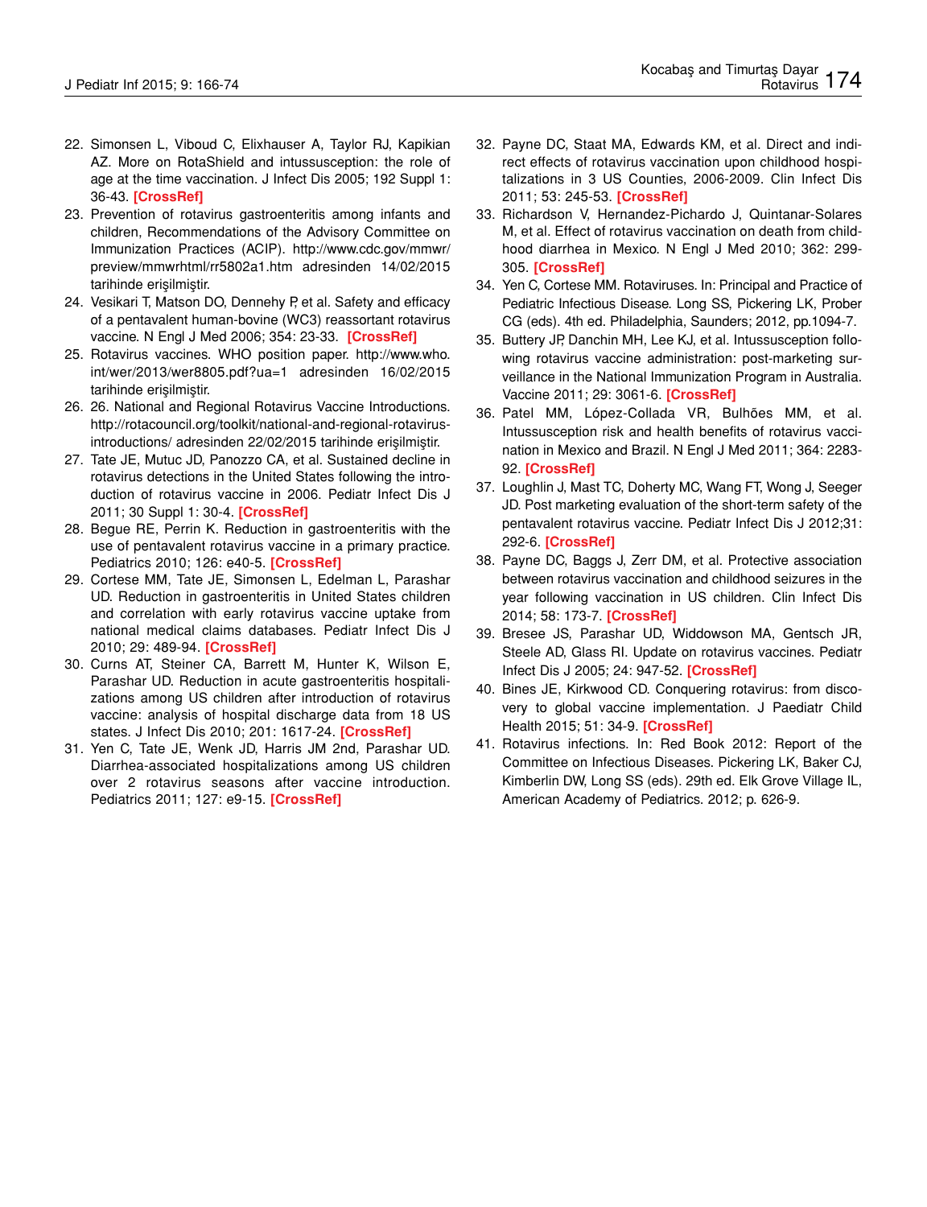22. Simonsen L, Viboud C, Elixhauser A, Taylor RJ, Kapikian AZ. More on RotaShield and intussusception: the role of age at the time vaccination. J Infect Dis 2005; 192 Suppl 1: 36-43. [CrossRef]
23. Prevention of rotavirus gastroenteritis among infants and children, Recommendations of the Advisory Committee on Immunization Practices (ACIP). http://www.cdc.gov/mmwr/preview/mmwrhtml/rr5802a1.htm adresinden 14/02/2015 tarihinde erişilmiştir.
24. Vesikari T, Matson DO, Dennehy P, et al. Safety and efficacy of a pentavalent human-bovine (WC3) reassortant rotavirus vaccine. N Engl J Med 2006; 354: 23-33. [CrossRef]
25. Rotavirus vaccines. WHO position paper. http://www.who.int/wer/2013/wer8805.pdf?ua=1 adresinden 16/02/2015 tarihinde erişilmiştir.
26. 26. National and Regional Rotavirus Vaccine Introductions. http://rotacouncil.org/toolkit/national-and-regional-rotavirus-introductions/ adresinden 22/02/2015 tarihinde erişilmiştir.
27. Tate JE, Mutuc JD, Panozzo CA, et al. Sustained decline in rotavirus detections in the United States following the introduction of rotavirus vaccine in 2006. Pediatr Infect Dis J 2011; 30 Suppl 1: 30-4. [CrossRef]
28. Begue RE, Perrin K. Reduction in gastroenteritis with the use of pentavalent rotavirus vaccine in a primary practice. Pediatrics 2010; 126: e40-5. [CrossRef]
29. Cortese MM, Tate JE, Simonsen L, Edelman L, Parashar UD. Reduction in gastroenteritis in United States children and correlation with early rotavirus vaccine uptake from national medical claims databases. Pediatr Infect Dis J 2010; 29: 489-94. [CrossRef]
30. Curns AT, Steiner CA, Barrett M, Hunter K, Wilson E, Parashar UD. Reduction in acute gastroenteritis hospitalizations among US children after introduction of rotavirus vaccine: analysis of hospital discharge data from 18 US states. J Infect Dis 2010; 201: 1617-24. [CrossRef]
31. Yen C, Tate JE, Wenk JD, Harris JM 2nd, Parashar UD. Diarrhea-associated hospitalizations among US children over 2 rotavirus seasons after vaccine introduction. Pediatrics 2011; 127: e9-15. [CrossRef]
32. Payne DC, Staat MA, Edwards KM, et al. Direct and indirect effects of rotavirus vaccination upon childhood hospitalizations in 3 US Counties, 2006-2009. Clin Infect Dis 2011; 53: 245-53. [CrossRef]
33. Richardson V, Hernandez-Pichardo J, Quintanar-Solares M, et al. Effect of rotavirus vaccination on death from childhood diarrhea in Mexico. N Engl J Med 2010; 362: 299-305. [CrossRef]
34. Yen C, Cortese MM. Rotaviruses. In: Principal and Practice of Pediatric Infectious Disease. Long SS, Pickering LK, Prober CG (eds). 4th ed. Philadelphia, Saunders; 2012, pp.1094-7.
35. Buttery JP, Danchin MH, Lee KJ, et al. Intussusception following rotavirus vaccine administration: post-marketing surveillance in the National Immunization Program in Australia. Vaccine 2011; 29: 3061-6. [CrossRef]
36. Patel MM, López-Collada VR, Bulhões MM, et al. Intussusception risk and health benefits of rotavirus vaccination in Mexico and Brazil. N Engl J Med 2011; 364: 2283-92. [CrossRef]
37. Loughlin J, Mast TC, Doherty MC, Wang FT, Wong J, Seeger JD. Post marketing evaluation of the short-term safety of the pentavalent rotavirus vaccine. Pediatr Infect Dis J 2012;31: 292-6. [CrossRef]
38. Payne DC, Baggs J, Zerr DM, et al. Protective association between rotavirus vaccination and childhood seizures in the year following vaccination in US children. Clin Infect Dis 2014; 58: 173-7. [CrossRef]
39. Bresee JS, Parashar UD, Widdowson MA, Gentsch JR, Steele AD, Glass RI. Update on rotavirus vaccines. Pediatr Infect Dis J 2005; 24: 947-52. [CrossRef]
40. Bines JE, Kirkwood CD. Conquering rotavirus: from discovery to global vaccine implementation. J Paediatr Child Health 2015; 51: 34-9. [CrossRef]
41. Rotavirus infections. In: Red Book 2012: Report of the Committee on Infectious Diseases. Pickering LK, Baker CJ, Kimberlin DW, Long SS (eds). 29th ed. Elk Grove Village IL, American Academy of Pediatrics. 2012; p. 626-9.